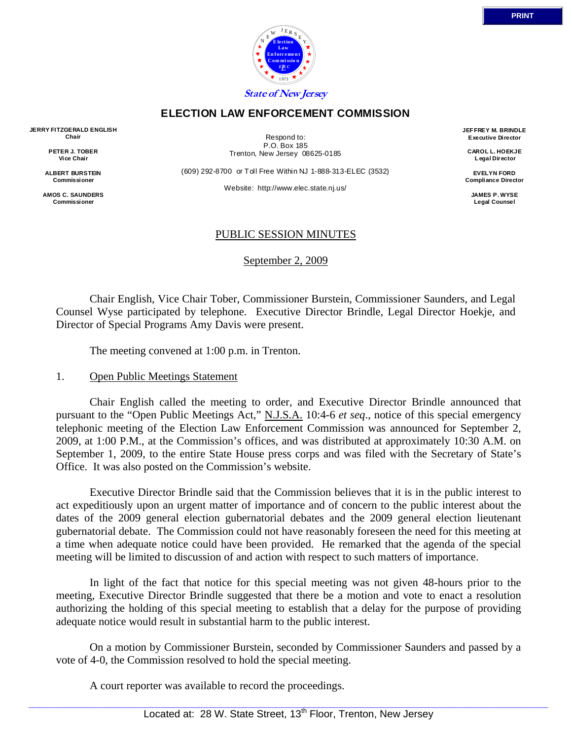State of New Jersey

## ELECTION LAW ENFORCEMENT COMMISSION

**JERRY FITZGERALD ENGLISH**
Chair

**PETER J. TOBER**
Vice Chair

**ALBERT BURSTEIN**
Commissioner

**AMOS C. SAUNDERS**
Commissioner

Respond to:
P.O. Box 185
Trenton, New Jersey 08625-0185

(609) 292-8700 or Toll Free Within NJ 1-888-313-ELEC (3532)

Website: http://www.elec.state.nj.us/

**JEFFREY M. BRINDLE**
Executive Director

**CAROL L. HOEKJE**
Legal Director

**EVELYN FORD**
Compliance Director

**JAMES P. WYSE**
Legal Counsel

PUBLIC SESSION MINUTES

September 2, 2009

Chair English, Vice Chair Tober, Commissioner Burstein, Commissioner Saunders, and Legal Counsel Wyse participated by telephone. Executive Director Brindle, Legal Director Hoekje, and Director of Special Programs Amy Davis were present.

The meeting convened at 1:00 p.m. in Trenton.

1. Open Public Meetings Statement

Chair English called the meeting to order, and Executive Director Brindle announced that pursuant to the "Open Public Meetings Act," N.J.S.A. 10:4-6 *et seq*., notice of this special emergency telephonic meeting of the Election Law Enforcement Commission was announced for September 2, 2009, at 1:00 P.M., at the Commission's offices, and was distributed at approximately 10:30 A.M. on September 1, 2009, to the entire State House press corps and was filed with the Secretary of State's Office. It was also posted on the Commission's website.

Executive Director Brindle said that the Commission believes that it is in the public interest to act expeditiously upon an urgent matter of importance and of concern to the public interest about the dates of the 2009 general election gubernatorial debates and the 2009 general election lieutenant gubernatorial debate. The Commission could not have reasonably foreseen the need for this meeting at a time when adequate notice could have been provided. He remarked that the agenda of the special meeting will be limited to discussion of and action with respect to such matters of importance.

In light of the fact that notice for this special meeting was not given 48-hours prior to the meeting, Executive Director Brindle suggested that there be a motion and vote to enact a resolution authorizing the holding of this special meeting to establish that a delay for the purpose of providing adequate notice would result in substantial harm to the public interest.

On a motion by Commissioner Burstein, seconded by Commissioner Saunders and passed by a vote of 4-0, the Commission resolved to hold the special meeting.

A court reporter was available to record the proceedings.

Located at: 28 W. State Street, 13th Floor, Trenton, New Jersey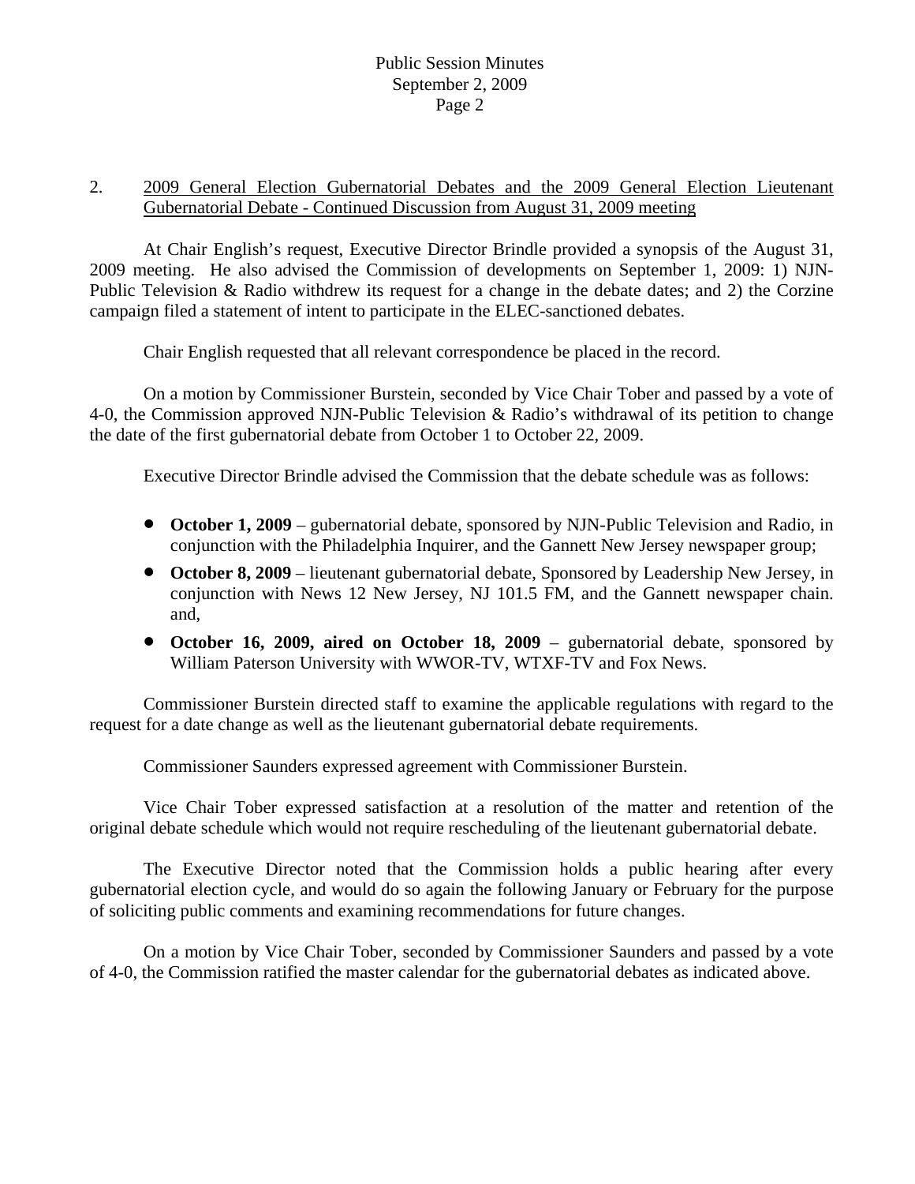2. <u>2009 General Election Gubernatorial Debates and the 2009 General Election Lieutenant Gubernatorial Debate - Continued Discussion from August 31, 2009 meeting</u>

At Chair English's request, Executive Director Brindle provided a synopsis of the August 31, 2009 meeting. He also advised the Commission of developments on September 1, 2009: 1) NJN-Public Television & Radio withdrew its request for a change in the debate dates; and 2) the Corzine campaign filed a statement of intent to participate in the ELEC-sanctioned debates.

Chair English requested that all relevant correspondence be placed in the record.

On a motion by Commissioner Burstein, seconded by Vice Chair Tober and passed by a vote of 4-0, the Commission approved NJN-Public Television & Radio's withdrawal of its petition to change the date of the first gubernatorial debate from October 1 to October 22, 2009.

Executive Director Brindle advised the Commission that the debate schedule was as follows:

- **October 1, 2009** – gubernatorial debate, sponsored by NJN-Public Television and Radio, in conjunction with the Philadelphia Inquirer, and the Gannett New Jersey newspaper group;
- **October 8, 2009** – lieutenant gubernatorial debate, Sponsored by Leadership New Jersey, in conjunction with News 12 New Jersey, NJ 101.5 FM, and the Gannett newspaper chain. and,
- **October 16, 2009, aired on October 18, 2009** – gubernatorial debate, sponsored by William Paterson University with WWOR-TV, WTXF-TV and Fox News.

Commissioner Burstein directed staff to examine the applicable regulations with regard to the request for a date change as well as the lieutenant gubernatorial debate requirements.

Commissioner Saunders expressed agreement with Commissioner Burstein.

Vice Chair Tober expressed satisfaction at a resolution of the matter and retention of the original debate schedule which would not require rescheduling of the lieutenant gubernatorial debate.

The Executive Director noted that the Commission holds a public hearing after every gubernatorial election cycle, and would do so again the following January or February for the purpose of soliciting public comments and examining recommendations for future changes.

On a motion by Vice Chair Tober, seconded by Commissioner Saunders and passed by a vote of 4-0, the Commission ratified the master calendar for the gubernatorial debates as indicated above.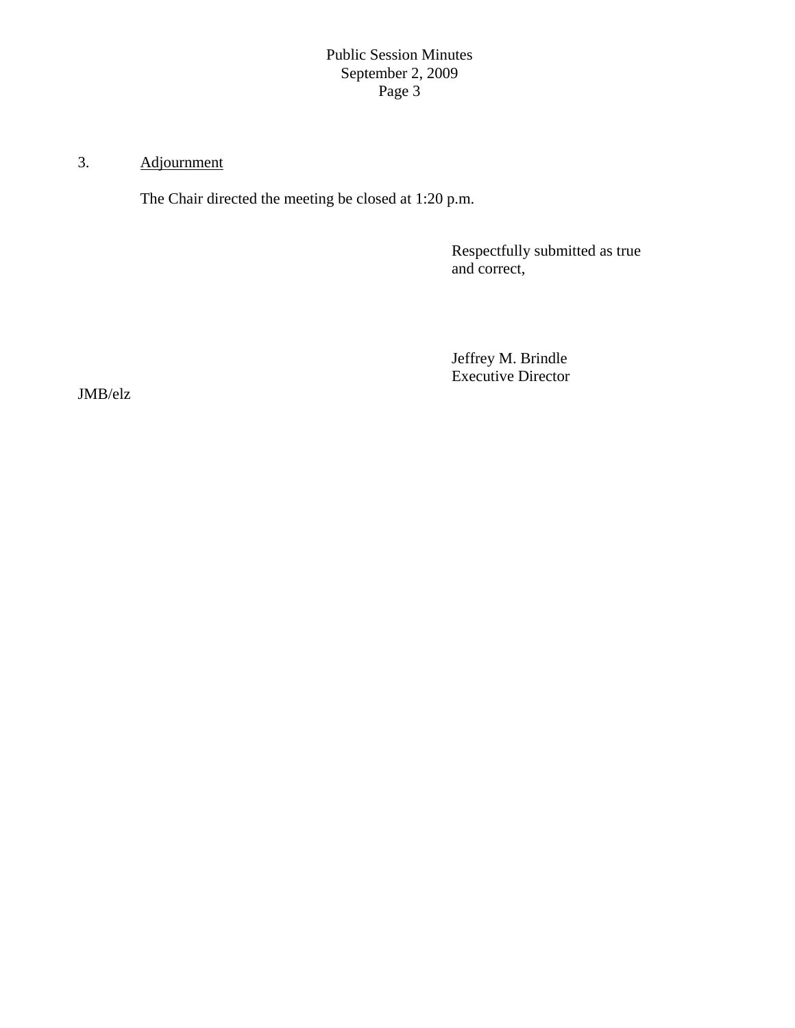3. <u>Adjournment</u>

The Chair directed the meeting be closed at 1:20 p.m.

Respectfully submitted as true
and correct,

Jeffrey M. Brindle
Executive Director

JMB/elz